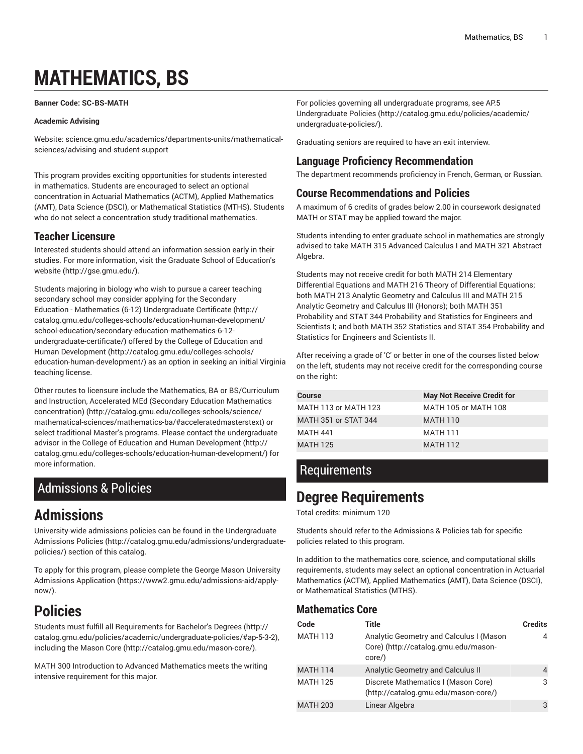# MATHEMATICS, BS

**Banner Code: SC-BS-MATH**

**Academic Advising**

Website: science.gmu.edu/academics/departments-units/mathematical-sciences/advising-and-student-support

This program provides exciting opportunities for students interested in mathematics. Students are encouraged to select an optional concentration in Actuarial Mathematics (ACTM), Applied Mathematics (AMT), Data Science (DSCI), or Mathematical Statistics (MTHS). Students who do not select a concentration study traditional mathematics.

## Teacher Licensure

Interested students should attend an information session early in their studies. For more information, visit the Graduate School of Education's website (http://gse.gmu.edu/).

Students majoring in biology who wish to pursue a career teaching secondary school may consider applying for the Secondary Education - Mathematics (6-12) Undergraduate Certificate (http://catalog.gmu.edu/colleges-schools/education-human-development/school-education/secondary-education-mathematics-6-12-undergraduate-certificate/) offered by the College of Education and Human Development (http://catalog.gmu.edu/colleges-schools/education-human-development/) as an option in seeking an initial Virginia teaching license.

Other routes to licensure include the Mathematics, BA or BS/Curriculum and Instruction, Accelerated MEd (Secondary Education Mathematics concentration) (http://catalog.gmu.edu/colleges-schools/science/mathematical-sciences/mathematics-ba/#acceleratedmasterstext) or select traditional Master's programs. Please contact the undergraduate advisor in the College of Education and Human Development (http://catalog.gmu.edu/colleges-schools/education-human-development/) for more information.

## Admissions & Policies

# Admissions

University-wide admissions policies can be found in the Undergraduate Admissions Policies (http://catalog.gmu.edu/admissions/undergraduate-policies/) section of this catalog.

To apply for this program, please complete the George Mason University Admissions Application (https://www2.gmu.edu/admissions-aid/apply-now/).

# Policies

Students must fulfill all Requirements for Bachelor's Degrees (http://catalog.gmu.edu/policies/academic/undergraduate-policies/#ap-5-3-2), including the Mason Core (http://catalog.gmu.edu/mason-core/).

MATH 300 Introduction to Advanced Mathematics meets the writing intensive requirement for this major.

For policies governing all undergraduate programs, see AP.5 Undergraduate Policies (http://catalog.gmu.edu/policies/academic/undergraduate-policies/).

Graduating seniors are required to have an exit interview.

## Language Proficiency Recommendation

The department recommends proficiency in French, German, or Russian.

## Course Recommendations and Policies

A maximum of 6 credits of grades below 2.00 in coursework designated MATH or STAT may be applied toward the major.

Students intending to enter graduate school in mathematics are strongly advised to take MATH 315 Advanced Calculus I and MATH 321 Abstract Algebra.

Students may not receive credit for both MATH 214 Elementary Differential Equations and MATH 216 Theory of Differential Equations; both MATH 213 Analytic Geometry and Calculus III and MATH 215 Analytic Geometry and Calculus III (Honors); both MATH 351 Probability and STAT 344 Probability and Statistics for Engineers and Scientists I; and both MATH 352 Statistics and STAT 354 Probability and Statistics for Engineers and Scientists II.

After receiving a grade of 'C' or better in one of the courses listed below on the left, students may not receive credit for the corresponding course on the right:

| Course | May Not Receive Credit for |
|---|---|
| MATH 113 or MATH 123 | MATH 105 or MATH 108 |
| MATH 351 or STAT 344 | MATH 110 |
| MATH 441 | MATH 111 |
| MATH 125 | MATH 112 |

## Requirements

# Degree Requirements

Total credits: minimum 120

Students should refer to the Admissions & Policies tab for specific policies related to this program.

In addition to the mathematics core, science, and computational skills requirements, students may select an optional concentration in Actuarial Mathematics (ACTM), Applied Mathematics (AMT), Data Science (DSCI), or Mathematical Statistics (MTHS).

### Mathematics Core

| Code | Title | Credits |
|---|---|---|
| MATH 113 | Analytic Geometry and Calculus I (Mason Core) (http://catalog.gmu.edu/mason-core/) | 4 |
| MATH 114 | Analytic Geometry and Calculus II | 4 |
| MATH 125 | Discrete Mathematics I (Mason Core) (http://catalog.gmu.edu/mason-core/) | 3 |
| MATH 203 | Linear Algebra | 3 |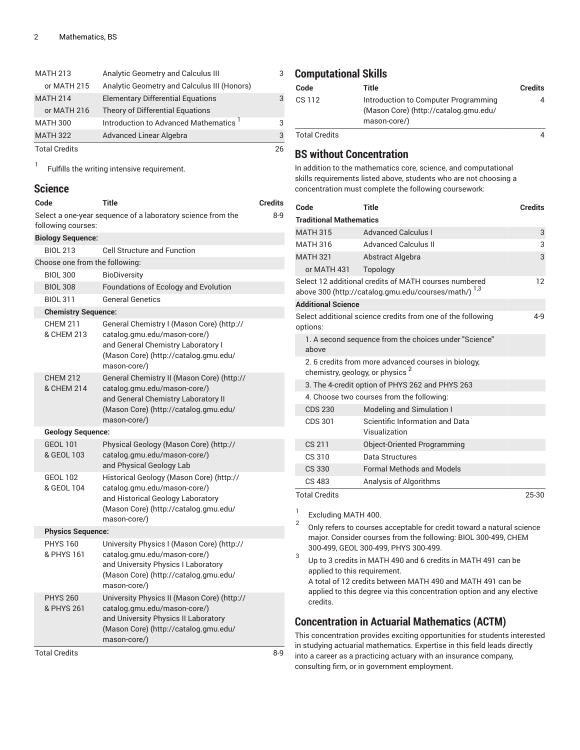| Code | Title | Credits |
|---|---|---|
| MATH 213 | Analytic Geometry and Calculus III | 3 |
| or MATH 215 | Analytic Geometry and Calculus III (Honors) | |
| MATH 214 | Elementary Differential Equations | 3 |
| or MATH 216 | Theory of Differential Equations | |
| MATH 300 | Introduction to Advanced Mathematics [1] | 3 |
| MATH 322 | Advanced Linear Algebra | 3 |
| Total Credits | | 26 |

1. Fulfills the writing intensive requirement.

## Science

| Code | Title | Credits |
|---|---|---|
| Select a one-year sequence of a laboratory science from the following courses: | | 8-9 |
| **Biology Sequence:** | | |
| BIOL 213 | Cell Structure and Function | |
| Choose one from the following: | | |
| BIOL 300 | BioDiversity | |
| BIOL 308 | Foundations of Ecology and Evolution | |
| BIOL 311 | General Genetics | |
| **Chemistry Sequence:** | | |
| CHEM 211 & CHEM 213 | General Chemistry I (Mason Core) (http://catalog.gmu.edu/mason-core/) and General Chemistry Laboratory I (Mason Core) (http://catalog.gmu.edu/mason-core/) | |
| CHEM 212 & CHEM 214 | General Chemistry II (Mason Core) (http://catalog.gmu.edu/mason-core/) and General Chemistry Laboratory II (Mason Core) (http://catalog.gmu.edu/mason-core/) | |
| **Geology Sequence:** | | |
| GEOL 101 & GEOL 103 | Physical Geology (Mason Core) (http://catalog.gmu.edu/mason-core/) and Physical Geology Lab | |
| GEOL 102 & GEOL 104 | Historical Geology (Mason Core) (http://catalog.gmu.edu/mason-core/) and Historical Geology Laboratory (Mason Core) (http://catalog.gmu.edu/mason-core/) | |
| **Physics Sequence:** | | |
| PHYS 160 & PHYS 161 | University Physics I (Mason Core) (http://catalog.gmu.edu/mason-core/) and University Physics I Laboratory (Mason Core) (http://catalog.gmu.edu/mason-core/) | |
| PHYS 260 & PHYS 261 | University Physics II (Mason Core) (http://catalog.gmu.edu/mason-core/) and University Physics II Laboratory (Mason Core) (http://catalog.gmu.edu/mason-core/) | |
| Total Credits | | 8-9 |

## Computational Skills

| Code | Title | Credits |
|---|---|---|
| CS 112 | Introduction to Computer Programming (Mason Core) (http://catalog.gmu.edu/mason-core/) | 4 |
| Total Credits | | 4 |

## BS without Concentration

In addition to the mathematics core, science, and computational skills requirements listed above, students who are not choosing a concentration must complete the following coursework:

| Code | Title | Credits |
|---|---|---|
| **Traditional Mathematics** | | |
| MATH 315 | Advanced Calculus I | 3 |
| MATH 316 | Advanced Calculus II | 3 |
| MATH 321 | Abstract Algebra | 3 |
| or MATH 431 | Topology | |
| Select 12 additional credits of MATH courses numbered above 300 (http://catalog.gmu.edu/courses/math/) [1,3] | | 12 |
| **Additional Science** | | |
| Select additional science credits from one of the following options: | | 4-9 |
| 1. A second sequence from the choices under "Science" above | | |
| 2. 6 credits from more advanced courses in biology, chemistry, geology, or physics [2] | | |
| 3. The 4-credit option of PHYS 262 and PHYS 263 | | |
| 4. Choose two courses from the following: | | |
| CDS 230 | Modeling and Simulation I | |
| CDS 301 | Scientific Information and Data Visualization | |
| CS 211 | Object-Oriented Programming | |
| CS 310 | Data Structures | |
| CS 330 | Formal Methods and Models | |
| CS 483 | Analysis of Algorithms | |
| Total Credits | | 25-30 |

1. Excluding MATH 400.
2. Only refers to courses acceptable for credit toward a natural science major. Consider courses from the following: BIOL 300-499, CHEM 300-499, GEOL 300-499, PHYS 300-499.
3. Up to 3 credits in MATH 490 and 6 credits in MATH 491 can be applied to this requirement.
   A total of 12 credits between MATH 490 and MATH 491 can be applied to this degree via this concentration option and any elective credits.

## Concentration in Actuarial Mathematics (ACTM)

This concentration provides exciting opportunities for students interested in studying actuarial mathematics. Expertise in this field leads directly into a career as a practicing actuary with an insurance company, consulting firm, or in government employment.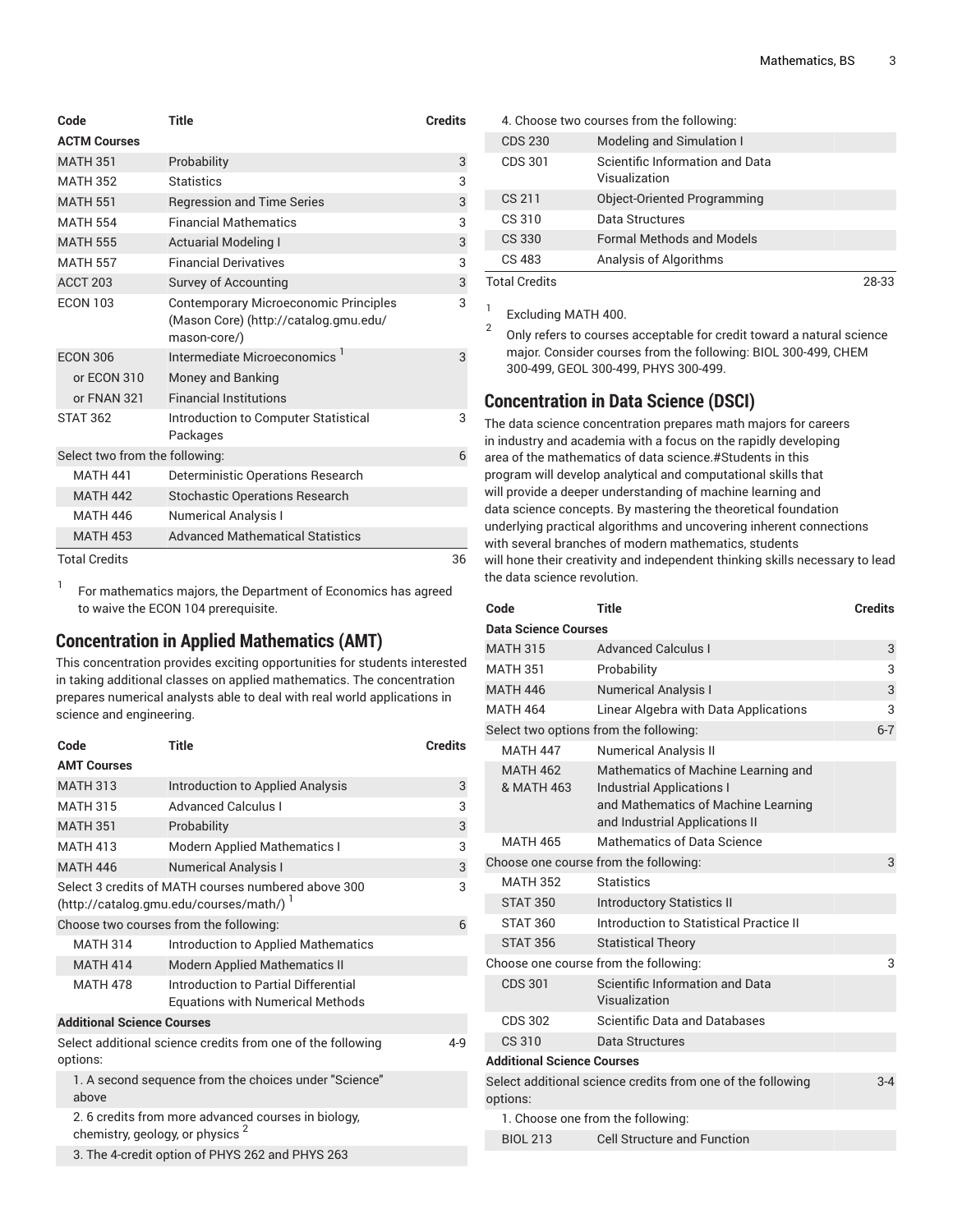| Code | Title | Credits |
|---|---|---|
| **ACTM Courses** | | |
| MATH 351 | Probability | 3 |
| MATH 352 | Statistics | 3 |
| MATH 551 | Regression and Time Series | 3 |
| MATH 554 | Financial Mathematics | 3 |
| MATH 555 | Actuarial Modeling I | 3 |
| MATH 557 | Financial Derivatives | 3 |
| ACCT 203 | Survey of Accounting | 3 |
| ECON 103 | Contemporary Microeconomic Principles (Mason Core) (http://catalog.gmu.edu/mason-core/) | 3 |
| ECON 306 | Intermediate Microeconomics [1] | 3 |
| or ECON 310 | Money and Banking | |
| or FNAN 321 | Financial Institutions | |
| STAT 362 | Introduction to Computer Statistical Packages | 3 |
| Select two from the following: | | 6 |
| MATH 441 | Deterministic Operations Research | |
| MATH 442 | Stochastic Operations Research | |
| MATH 446 | Numerical Analysis I | |
| MATH 453 | Advanced Mathematical Statistics | |
| Total Credits | | 36 |

1. For mathematics majors, the Department of Economics has agreed to waive the ECON 104 prerequisite.

## Concentration in Applied Mathematics (AMT)

This concentration provides exciting opportunities for students interested in taking additional classes on applied mathematics. The concentration prepares numerical analysts able to deal with real world applications in science and engineering.

| Code | Title | Credits |
|---|---|---|
| **AMT Courses** | | |
| MATH 313 | Introduction to Applied Analysis | 3 |
| MATH 315 | Advanced Calculus I | 3 |
| MATH 351 | Probability | 3 |
| MATH 413 | Modern Applied Mathematics I | 3 |
| MATH 446 | Numerical Analysis I | 3 |
| Select 3 credits of MATH courses numbered above 300 (http://catalog.gmu.edu/courses/math/) [1] | | 3 |
| Choose two courses from the following: | | 6 |
| MATH 314 | Introduction to Applied Mathematics | |
| MATH 414 | Modern Applied Mathematics II | |
| MATH 478 | Introduction to Partial Differential Equations with Numerical Methods | |
| **Additional Science Courses** | | |
| Select additional science credits from one of the following options: | | 4-9 |
| 1. A second sequence from the choices under "Science" above | | |
| 2. 6 credits from more advanced courses in biology, chemistry, geology, or physics [2] | | |
| 3. The 4-credit option of PHYS 262 and PHYS 263 | | |
| 4. Choose two courses from the following: | | |
| CDS 230 | Modeling and Simulation I | |
| CDS 301 | Scientific Information and Data Visualization | |
| CS 211 | Object-Oriented Programming | |
| CS 310 | Data Structures | |
| CS 330 | Formal Methods and Models | |
| CS 483 | Analysis of Algorithms | |
| Total Credits | | 28-33 |

1. Excluding MATH 400.
2. Only refers to courses acceptable for credit toward a natural science major. Consider courses from the following: BIOL 300-499, CHEM 300-499, GEOL 300-499, PHYS 300-499.

## Concentration in Data Science (DSCI)

The data science concentration prepares math majors for careers in industry and academia with a focus on the rapidly developing area of the mathematics of data science.#Students in this program will develop analytical and computational skills that will provide a deeper understanding of machine learning and data science concepts. By mastering the theoretical foundation underlying practical algorithms and uncovering inherent connections with several branches of modern mathematics, students will hone their creativity and independent thinking skills necessary to lead the data science revolution.

| Code | Title | Credits |
|---|---|---|
| **Data Science Courses** | | |
| MATH 315 | Advanced Calculus I | 3 |
| MATH 351 | Probability | 3 |
| MATH 446 | Numerical Analysis I | 3 |
| MATH 464 | Linear Algebra with Data Applications | 3 |
| Select two options from the following: | | 6-7 |
| MATH 447 | Numerical Analysis II | |
| MATH 462 & MATH 463 | Mathematics of Machine Learning and Industrial Applications I and Mathematics of Machine Learning and Industrial Applications II | |
| MATH 465 | Mathematics of Data Science | |
| Choose one course from the following: | | 3 |
| MATH 352 | Statistics | |
| STAT 350 | Introductory Statistics II | |
| STAT 360 | Introduction to Statistical Practice II | |
| STAT 356 | Statistical Theory | |
| Choose one course from the following: | | 3 |
| CDS 301 | Scientific Information and Data Visualization | |
| CDS 302 | Scientific Data and Databases | |
| CS 310 | Data Structures | |
| **Additional Science Courses** | | |
| Select additional science credits from one of the following options: | | 3-4 |
| 1. Choose one from the following: | | |
| BIOL 213 | Cell Structure and Function | |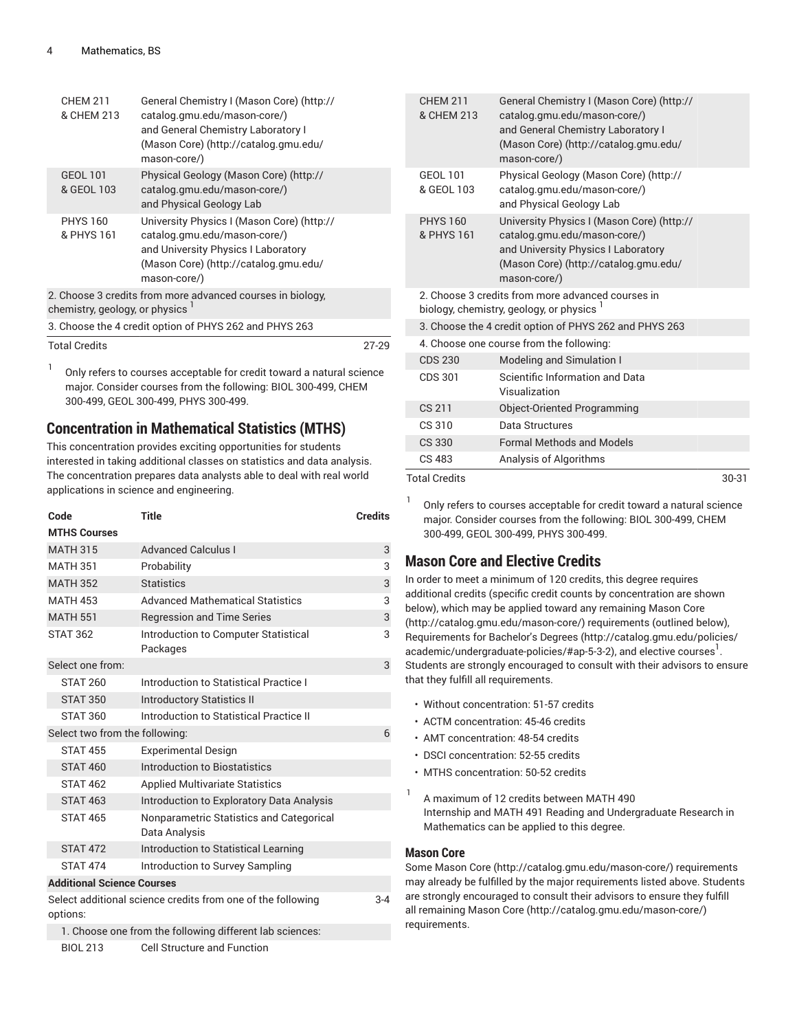| Code | Title | Credits |
|---|---|---|
| CHEM 211 & CHEM 213 | General Chemistry I (Mason Core) (http://catalog.gmu.edu/mason-core/) and General Chemistry Laboratory I (Mason Core) (http://catalog.gmu.edu/mason-core/) | |
| GEOL 101 & GEOL 103 | Physical Geology (Mason Core) (http://catalog.gmu.edu/mason-core/) and Physical Geology Lab | |
| PHYS 160 & PHYS 161 | University Physics I (Mason Core) (http://catalog.gmu.edu/mason-core/) and University Physics I Laboratory (Mason Core) (http://catalog.gmu.edu/mason-core/) | |
| 2. Choose 3 credits from more advanced courses in biology, chemistry, geology, or physics [1] | | |
| 3. Choose the 4 credit option of PHYS 262 and PHYS 263 | | |
| Total Credits | | 27-29 |

[1] Only refers to courses acceptable for credit toward a natural science major. Consider courses from the following: BIOL 300-499, CHEM 300-499, GEOL 300-499, PHYS 300-499.

## Concentration in Mathematical Statistics (MTHS)

This concentration provides exciting opportunities for students interested in taking additional classes on statistics and data analysis. The concentration prepares data analysts able to deal with real world applications in science and engineering.

| Code | Title | Credits |
|---|---|---|
| **MTHS Courses** | | |
| MATH 315 | Advanced Calculus I | 3 |
| MATH 351 | Probability | 3 |
| MATH 352 | Statistics | 3 |
| MATH 453 | Advanced Mathematical Statistics | 3 |
| MATH 551 | Regression and Time Series | 3 |
| STAT 362 | Introduction to Computer Statistical Packages | 3 |
| Select one from: | | 3 |
| STAT 260 | Introduction to Statistical Practice I | |
| STAT 350 | Introductory Statistics II | |
| STAT 360 | Introduction to Statistical Practice II | |
| Select two from the following: | | 6 |
| STAT 455 | Experimental Design | |
| STAT 460 | Introduction to Biostatistics | |
| STAT 462 | Applied Multivariate Statistics | |
| STAT 463 | Introduction to Exploratory Data Analysis | |
| STAT 465 | Nonparametric Statistics and Categorical Data Analysis | |
| STAT 472 | Introduction to Statistical Learning | |
| STAT 474 | Introduction to Survey Sampling | |
| **Additional Science Courses** | | |
| Select additional science credits from one of the following options: | | 3-4 |
| 1. Choose one from the following different lab sciences: | | |
| BIOL 213 | Cell Structure and Function | |
| CHEM 211 & CHEM 213 | General Chemistry I (Mason Core) (http://catalog.gmu.edu/mason-core/) and General Chemistry Laboratory I (Mason Core) (http://catalog.gmu.edu/mason-core/) | |
| GEOL 101 & GEOL 103 | Physical Geology (Mason Core) (http://catalog.gmu.edu/mason-core/) and Physical Geology Lab | |
| PHYS 160 & PHYS 161 | University Physics I (Mason Core) (http://catalog.gmu.edu/mason-core/) and University Physics I Laboratory (Mason Core) (http://catalog.gmu.edu/mason-core/) | |
| 2. Choose 3 credits from more advanced courses in biology, chemistry, geology, or physics [1] | | |
| 3. Choose the 4 credit option of PHYS 262 and PHYS 263 | | |
| 4. Choose one course from the following: | | |
| CDS 230 | Modeling and Simulation I | |
| CDS 301 | Scientific Information and Data Visualization | |
| CS 211 | Object-Oriented Programming | |
| CS 310 | Data Structures | |
| CS 330 | Formal Methods and Models | |
| CS 483 | Analysis of Algorithms | |
| Total Credits | | 30-31 |

[1] Only refers to courses acceptable for credit toward a natural science major. Consider courses from the following: BIOL 300-499, CHEM 300-499, GEOL 300-499, PHYS 300-499.

## Mason Core and Elective Credits

In order to meet a minimum of 120 credits, this degree requires additional credits (specific credit counts by concentration are shown below), which may be applied toward any remaining Mason Core (http://catalog.gmu.edu/mason-core/) requirements (outlined below), Requirements for Bachelor's Degrees (http://catalog.gmu.edu/policies/academic/undergraduate-policies/#ap-5-3-2), and elective courses[1]. Students are strongly encouraged to consult with their advisors to ensure that they fulfill all requirements.

- Without concentration: 51-57 credits
- ACTM concentration: 45-46 credits
- AMT concentration: 48-54 credits
- DSCI concentration: 52-55 credits
- MTHS concentration: 50-52 credits

[1] A maximum of 12 credits between MATH 490 Internship and MATH 491 Reading and Undergraduate Research in Mathematics can be applied to this degree.

### Mason Core

Some Mason Core (http://catalog.gmu.edu/mason-core/) requirements may already be fulfilled by the major requirements listed above. Students are strongly encouraged to consult their advisors to ensure they fulfill all remaining Mason Core (http://catalog.gmu.edu/mason-core/) requirements.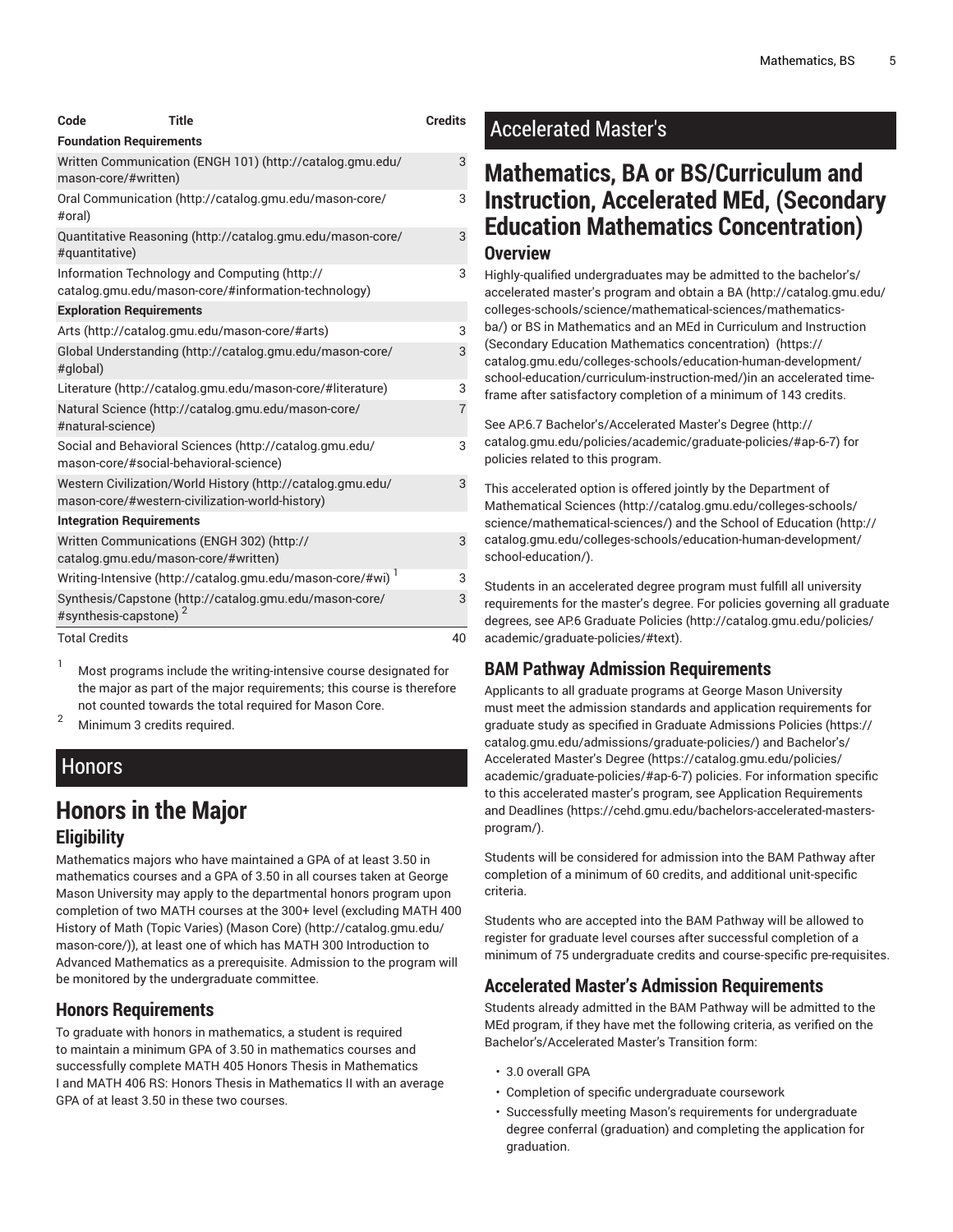| Code | Title | Credits |
|---|---|---|
| **Foundation Requirements** | | |
| Written Communication (ENGH 101) (http://catalog.gmu.edu/mason-core/#written) | | 3 |
| Oral Communication (http://catalog.gmu.edu/mason-core/#oral) | | 3 |
| Quantitative Reasoning (http://catalog.gmu.edu/mason-core/#quantitative) | | 3 |
| Information Technology and Computing (http://catalog.gmu.edu/mason-core/#information-technology) | | 3 |
| **Exploration Requirements** | | |
| Arts (http://catalog.gmu.edu/mason-core/#arts) | | 3 |
| Global Understanding (http://catalog.gmu.edu/mason-core/#global) | | 3 |
| Literature (http://catalog.gmu.edu/mason-core/#literature) | | 3 |
| Natural Science (http://catalog.gmu.edu/mason-core/#natural-science) | | 7 |
| Social and Behavioral Sciences (http://catalog.gmu.edu/mason-core/#social-behavioral-science) | | 3 |
| Western Civilization/World History (http://catalog.gmu.edu/mason-core/#western-civilization-world-history) | | 3 |
| **Integration Requirements** | | |
| Written Communications (ENGH 302) (http://catalog.gmu.edu/mason-core/#written) | | 3 |
| Writing-Intensive (http://catalog.gmu.edu/mason-core/#wi) [1] | | 3 |
| Synthesis/Capstone (http://catalog.gmu.edu/mason-core/#synthesis-capstone) [2] | | 3 |
| Total Credits | | 40 |

1. Most programs include the writing-intensive course designated for the major as part of the major requirements; this course is therefore not counted towards the total required for Mason Core.
2. Minimum 3 credits required.

# Honors

## Honors in the Major

### Eligibility

Mathematics majors who have maintained a GPA of at least 3.50 in mathematics courses and a GPA of 3.50 in all courses taken at George Mason University may apply to the departmental honors program upon completion of two MATH courses at the 300+ level (excluding MATH 400 History of Math (Topic Varies) (Mason Core) (http://catalog.gmu.edu/mason-core/)), at least one of which has MATH 300 Introduction to Advanced Mathematics as a prerequisite. Admission to the program will be monitored by the undergraduate committee.

### Honors Requirements

To graduate with honors in mathematics, a student is required to maintain a minimum GPA of 3.50 in mathematics courses and successfully complete MATH 405 Honors Thesis in Mathematics I and MATH 406 RS: Honors Thesis in Mathematics II with an average GPA of at least 3.50 in these two courses.

# Accelerated Master's

## Mathematics, BA or BS/Curriculum and Instruction, Accelerated MEd, (Secondary Education Mathematics Concentration)

### Overview

Highly-qualified undergraduates may be admitted to the bachelor's/accelerated master's program and obtain a BA (http://catalog.gmu.edu/colleges-schools/science/mathematical-sciences/mathematics-ba/) or BS in Mathematics and an MEd in Curriculum and Instruction (Secondary Education Mathematics concentration) (https://catalog.gmu.edu/colleges-schools/education-human-development/school-education/curriculum-instruction-med/)in an accelerated time-frame after satisfactory completion of a minimum of 143 credits.

See AP.6.7 Bachelor's/Accelerated Master's Degree (http://catalog.gmu.edu/policies/academic/graduate-policies/#ap-6-7) for policies related to this program.

This accelerated option is offered jointly by the Department of Mathematical Sciences (http://catalog.gmu.edu/colleges-schools/science/mathematical-sciences/) and the School of Education (http://catalog.gmu.edu/colleges-schools/education-human-development/school-education/).

Students in an accelerated degree program must fulfill all university requirements for the master's degree. For policies governing all graduate degrees, see AP.6 Graduate Policies (http://catalog.gmu.edu/policies/academic/graduate-policies/#text).

### BAM Pathway Admission Requirements

Applicants to all graduate programs at George Mason University must meet the admission standards and application requirements for graduate study as specified in Graduate Admissions Policies (https://catalog.gmu.edu/admissions/graduate-policies/) and Bachelor's/Accelerated Master's Degree (https://catalog.gmu.edu/policies/academic/graduate-policies/#ap-6-7) policies. For information specific to this accelerated master's program, see Application Requirements and Deadlines (https://cehd.gmu.edu/bachelors-accelerated-masters-program/).

Students will be considered for admission into the BAM Pathway after completion of a minimum of 60 credits, and additional unit-specific criteria.

Students who are accepted into the BAM Pathway will be allowed to register for graduate level courses after successful completion of a minimum of 75 undergraduate credits and course-specific pre-requisites.

### Accelerated Master's Admission Requirements

Students already admitted in the BAM Pathway will be admitted to the MEd program, if they have met the following criteria, as verified on the Bachelor's/Accelerated Master's Transition form:

- 3.0 overall GPA
- Completion of specific undergraduate coursework
- Successfully meeting Mason's requirements for undergraduate degree conferral (graduation) and completing the application for graduation.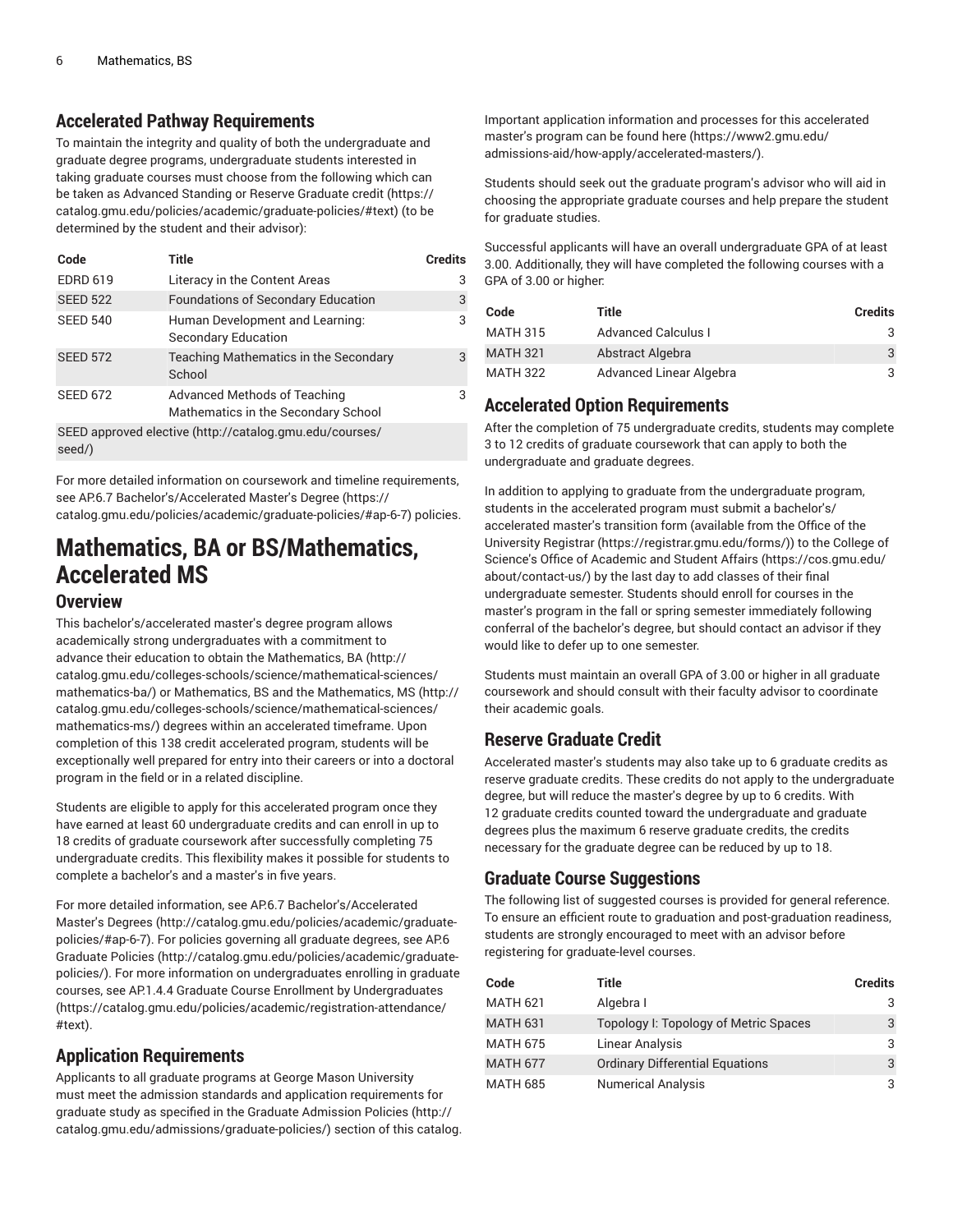### Accelerated Pathway Requirements

To maintain the integrity and quality of both the undergraduate and graduate degree programs, undergraduate students interested in taking graduate courses must choose from the following which can be taken as Advanced Standing or Reserve Graduate credit (https://catalog.gmu.edu/policies/academic/graduate-policies/#text) (to be determined by the student and their advisor):

| Code | Title | Credits |
| --- | --- | --- |
| EDRD 619 | Literacy in the Content Areas | 3 |
| SEED 522 | Foundations of Secondary Education | 3 |
| SEED 540 | Human Development and Learning: Secondary Education | 3 |
| SEED 572 | Teaching Mathematics in the Secondary School | 3 |
| SEED 672 | Advanced Methods of Teaching Mathematics in the Secondary School | 3 |
| SEED approved elective (http://catalog.gmu.edu/courses/seed/) | | |

For more detailed information on coursework and timeline requirements, see AP.6.7 Bachelor's/Accelerated Master's Degree (https://catalog.gmu.edu/policies/academic/graduate-policies/#ap-6-7) policies.

# Mathematics, BA or BS/Mathematics, Accelerated MS

## Overview

This bachelor's/accelerated master's degree program allows academically strong undergraduates with a commitment to advance their education to obtain the Mathematics, BA (http://catalog.gmu.edu/colleges-schools/science/mathematical-sciences/mathematics-ba/) or Mathematics, BS and the Mathematics, MS (http://catalog.gmu.edu/colleges-schools/science/mathematical-sciences/mathematics-ms/) degrees within an accelerated timeframe. Upon completion of this 138 credit accelerated program, students will be exceptionally well prepared for entry into their careers or into a doctoral program in the field or in a related discipline.

Students are eligible to apply for this accelerated program once they have earned at least 60 undergraduate credits and can enroll in up to 18 credits of graduate coursework after successfully completing 75 undergraduate credits. This flexibility makes it possible for students to complete a bachelor's and a master's in five years.

For more detailed information, see AP.6.7 Bachelor's/Accelerated Master's Degrees (http://catalog.gmu.edu/policies/academic/graduate-policies/#ap-6-7). For policies governing all graduate degrees, see AP.6 Graduate Policies (http://catalog.gmu.edu/policies/academic/graduate-policies/). For more information on undergraduates enrolling in graduate courses, see AP.1.4.4 Graduate Course Enrollment by Undergraduates (https://catalog.gmu.edu/policies/academic/registration-attendance/#text).

### Application Requirements

Applicants to all graduate programs at George Mason University must meet the admission standards and application requirements for graduate study as specified in the Graduate Admission Policies (http://catalog.gmu.edu/admissions/graduate-policies/) section of this catalog. Important application information and processes for this accelerated master's program can be found here (https://www2.gmu.edu/admissions-aid/how-apply/accelerated-masters/).

Students should seek out the graduate program's advisor who will aid in choosing the appropriate graduate courses and help prepare the student for graduate studies.

Successful applicants will have an overall undergraduate GPA of at least 3.00. Additionally, they will have completed the following courses with a GPA of 3.00 or higher:

| Code | Title | Credits |
| --- | --- | --- |
| MATH 315 | Advanced Calculus I | 3 |
| MATH 321 | Abstract Algebra | 3 |
| MATH 322 | Advanced Linear Algebra | 3 |

### Accelerated Option Requirements

After the completion of 75 undergraduate credits, students may complete 3 to 12 credits of graduate coursework that can apply to both the undergraduate and graduate degrees.

In addition to applying to graduate from the undergraduate program, students in the accelerated program must submit a bachelor's/accelerated master's transition form (available from the Office of the University Registrar (https://registrar.gmu.edu/forms/)) to the College of Science's Office of Academic and Student Affairs (https://cos.gmu.edu/about/contact-us/) by the last day to add classes of their final undergraduate semester. Students should enroll for courses in the master's program in the fall or spring semester immediately following conferral of the bachelor's degree, but should contact an advisor if they would like to defer up to one semester.

Students must maintain an overall GPA of 3.00 or higher in all graduate coursework and should consult with their faculty advisor to coordinate their academic goals.

### Reserve Graduate Credit

Accelerated master's students may also take up to 6 graduate credits as reserve graduate credits. These credits do not apply to the undergraduate degree, but will reduce the master's degree by up to 6 credits. With 12 graduate credits counted toward the undergraduate and graduate degrees plus the maximum 6 reserve graduate credits, the credits necessary for the graduate degree can be reduced by up to 18.

### Graduate Course Suggestions

The following list of suggested courses is provided for general reference. To ensure an efficient route to graduation and post-graduation readiness, students are strongly encouraged to meet with an advisor before registering for graduate-level courses.

| Code | Title | Credits |
| --- | --- | --- |
| MATH 621 | Algebra I | 3 |
| MATH 631 | Topology I: Topology of Metric Spaces | 3 |
| MATH 675 | Linear Analysis | 3 |
| MATH 677 | Ordinary Differential Equations | 3 |
| MATH 685 | Numerical Analysis | 3 |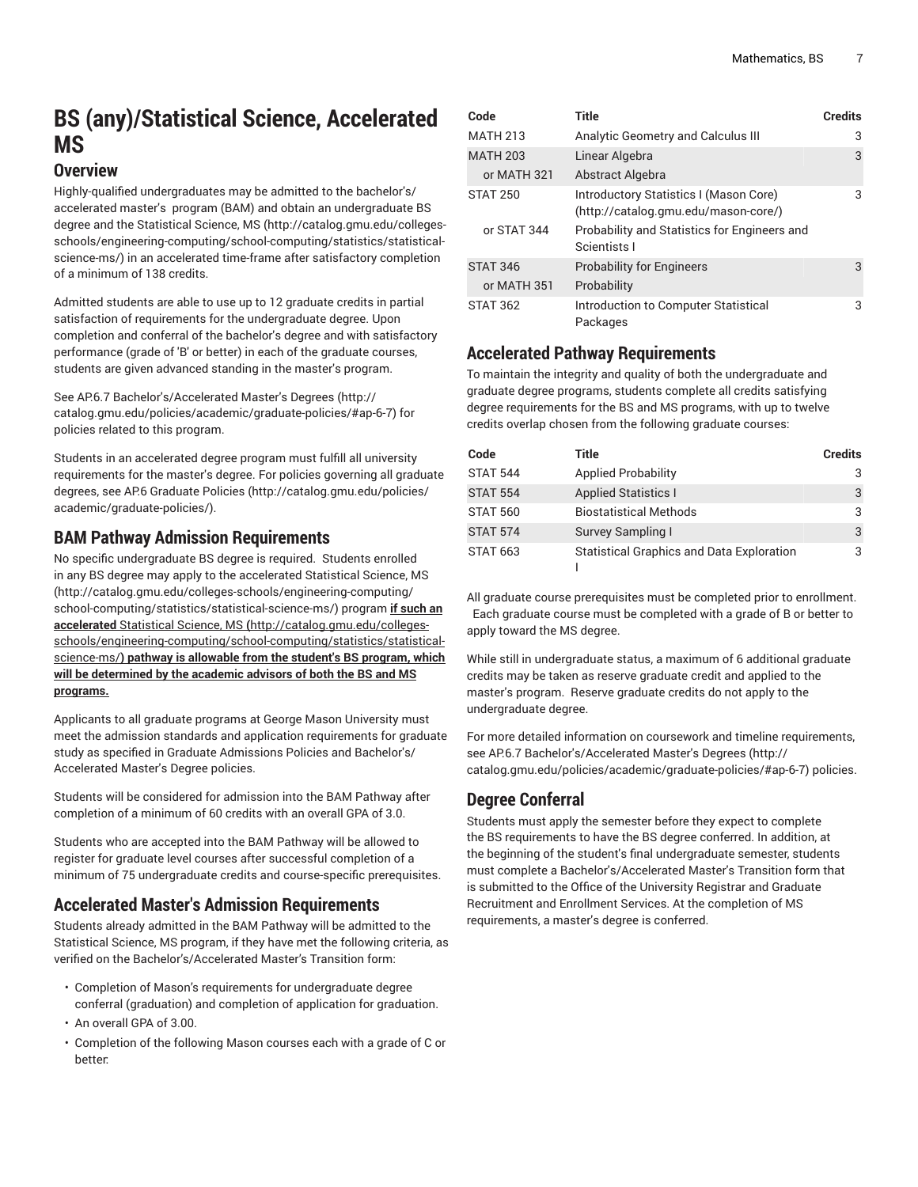# BS (any)/Statistical Science, Accelerated MS

## Overview

Highly-qualified undergraduates may be admitted to the bachelor's/ accelerated master's program (BAM) and obtain an undergraduate BS degree and the Statistical Science, MS (http://catalog.gmu.edu/colleges-schools/engineering-computing/school-computing/statistics/statistical-science-ms/) in an accelerated time-frame after satisfactory completion of a minimum of 138 credits.

Admitted students are able to use up to 12 graduate credits in partial satisfaction of requirements for the undergraduate degree. Upon completion and conferral of the bachelor's degree and with satisfactory performance (grade of 'B' or better) in each of the graduate courses, students are given advanced standing in the master's program.

See AP.6.7 Bachelor's/Accelerated Master's Degrees (http://catalog.gmu.edu/policies/academic/graduate-policies/#ap-6-7) for policies related to this program.

Students in an accelerated degree program must fulfill all university requirements for the master's degree. For policies governing all graduate degrees, see AP.6 Graduate Policies (http://catalog.gmu.edu/policies/academic/graduate-policies/).

## BAM Pathway Admission Requirements

No specific undergraduate BS degree is required. Students enrolled in any BS degree may apply to the accelerated Statistical Science, MS (http://catalog.gmu.edu/colleges-schools/engineering-computing/school-computing/statistics/statistical-science-ms/) program **if such an accelerated Statistical Science, MS (http://catalog.gmu.edu/colleges-schools/engineering-computing/school-computing/statistics/statistical-science-ms/) pathway is allowable from the student's BS program, which will be determined by the academic advisors of both the BS and MS programs.**

Applicants to all graduate programs at George Mason University must meet the admission standards and application requirements for graduate study as specified in Graduate Admissions Policies and Bachelor's/ Accelerated Master's Degree policies.

Students will be considered for admission into the BAM Pathway after completion of a minimum of 60 credits with an overall GPA of 3.0.

Students who are accepted into the BAM Pathway will be allowed to register for graduate level courses after successful completion of a minimum of 75 undergraduate credits and course-specific prerequisites.

## Accelerated Master's Admission Requirements

Students already admitted in the BAM Pathway will be admitted to the Statistical Science, MS program, if they have met the following criteria, as verified on the Bachelor's/Accelerated Master's Transition form:

- Completion of Mason's requirements for undergraduate degree conferral (graduation) and completion of application for graduation.
- An overall GPA of 3.00.
- Completion of the following Mason courses each with a grade of C or better:

| Code | Title | Credits |
|---|---|---|
| MATH 213 | Analytic Geometry and Calculus III | 3 |
| MATH 203 | Linear Algebra | 3 |
| or MATH 321 | Abstract Algebra | |
| STAT 250 | Introductory Statistics I (Mason Core) (http://catalog.gmu.edu/mason-core/) | 3 |
| or STAT 344 | Probability and Statistics for Engineers and Scientists I | |
| STAT 346 | Probability for Engineers | 3 |
| or MATH 351 | Probability | |
| STAT 362 | Introduction to Computer Statistical Packages | 3 |

## Accelerated Pathway Requirements

To maintain the integrity and quality of both the undergraduate and graduate degree programs, students complete all credits satisfying degree requirements for the BS and MS programs, with up to twelve credits overlap chosen from the following graduate courses:

| Code | Title | Credits |
|---|---|---|
| STAT 544 | Applied Probability | 3 |
| STAT 554 | Applied Statistics I | 3 |
| STAT 560 | Biostatistical Methods | 3 |
| STAT 574 | Survey Sampling I | 3 |
| STAT 663 | Statistical Graphics and Data Exploration I | 3 |

All graduate course prerequisites must be completed prior to enrollment. Each graduate course must be completed with a grade of B or better to apply toward the MS degree.

While still in undergraduate status, a maximum of 6 additional graduate credits may be taken as reserve graduate credit and applied to the master's program. Reserve graduate credits do not apply to the undergraduate degree.

For more detailed information on coursework and timeline requirements, see AP.6.7 Bachelor's/Accelerated Master's Degrees (http://catalog.gmu.edu/policies/academic/graduate-policies/#ap-6-7) policies.

## Degree Conferral

Students must apply the semester before they expect to complete the BS requirements to have the BS degree conferred. In addition, at the beginning of the student's final undergraduate semester, students must complete a Bachelor's/Accelerated Master's Transition form that is submitted to the Office of the University Registrar and Graduate Recruitment and Enrollment Services. At the completion of MS requirements, a master's degree is conferred.